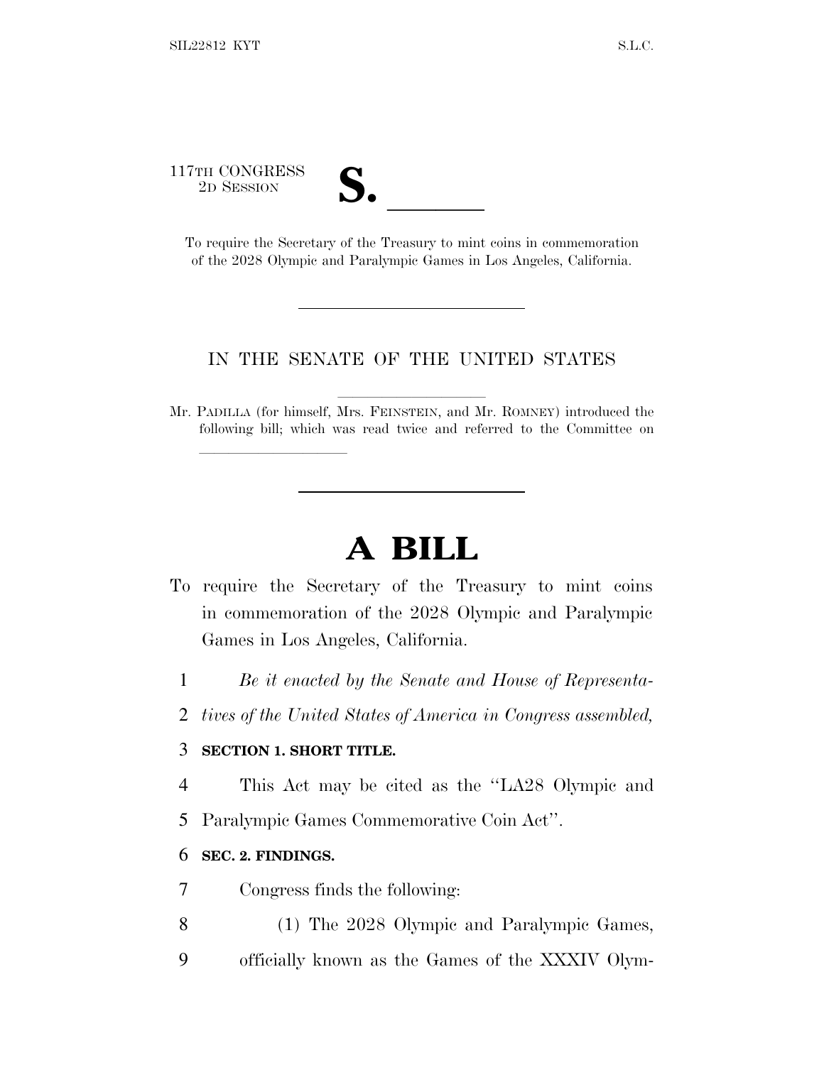117TH CONGRESS
2D SESSION

# S. \_\_\_\_\_\_

To require the Secretary of the Treasury to mint coins in commemoration of the 2028 Olympic and Paralympic Games in Los Angeles, California.

IN THE SENATE OF THE UNITED STATES

Mr. PADILLA (for himself, Mrs. FEINSTEIN, and Mr. ROMNEY) introduced the following bill; which was read twice and referred to the Committee on \_\_\_\_\_\_\_\_\_\_

# A BILL

To require the Secretary of the Treasury to mint coins in commemoration of the 2028 Olympic and Paralympic Games in Los Angeles, California.

1 *Be it enacted by the Senate and House of Representa-*
2 *tives of the United States of America in Congress assembled,*

3 **SECTION 1. SHORT TITLE.**

4 This Act may be cited as the "LA28 Olympic and
5 Paralympic Games Commemorative Coin Act".

6 **SEC. 2. FINDINGS.**

7 Congress finds the following:

8 (1) The 2028 Olympic and Paralympic Games,
9 officially known as the Games of the XXXIV Olym-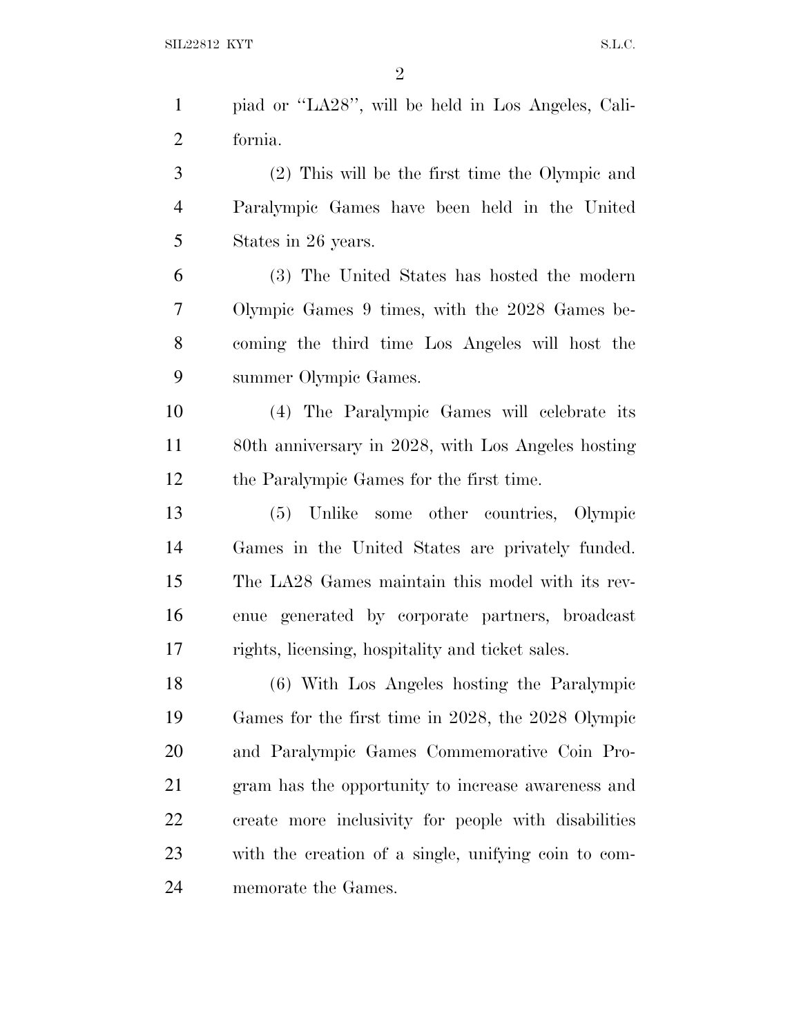piad or "LA28", will be held in Los Angeles, California.

(2) This will be the first time the Olympic and Paralympic Games have been held in the United States in 26 years.

(3) The United States has hosted the modern Olympic Games 9 times, with the 2028 Games becoming the third time Los Angeles will host the summer Olympic Games.

(4) The Paralympic Games will celebrate its 80th anniversary in 2028, with Los Angeles hosting the Paralympic Games for the first time.

(5) Unlike some other countries, Olympic Games in the United States are privately funded. The LA28 Games maintain this model with its revenue generated by corporate partners, broadcast rights, licensing, hospitality and ticket sales.

(6) With Los Angeles hosting the Paralympic Games for the first time in 2028, the 2028 Olympic and Paralympic Games Commemorative Coin Program has the opportunity to increase awareness and create more inclusivity for people with disabilities with the creation of a single, unifying coin to commemorate the Games.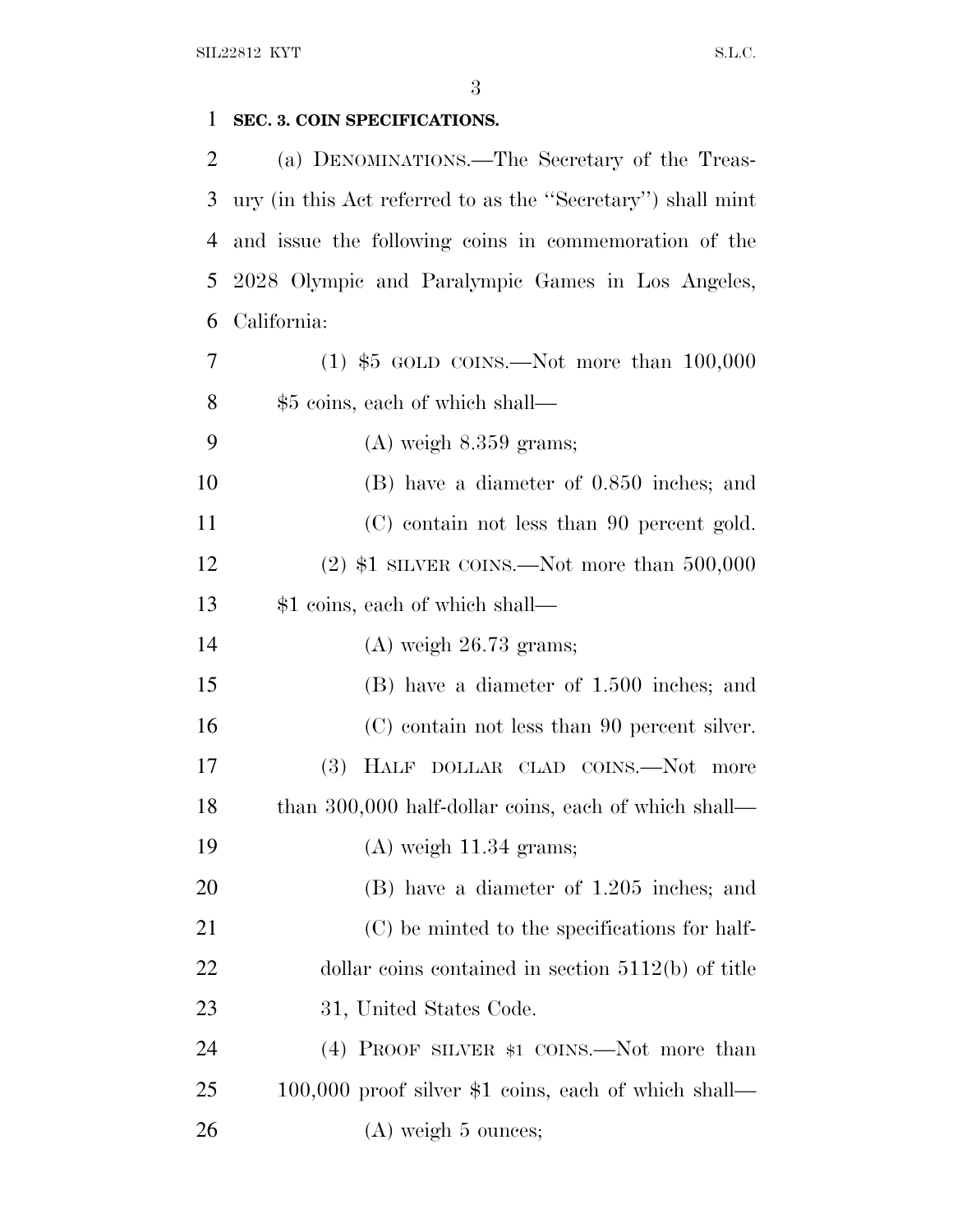**SEC. 3. COIN SPECIFICATIONS.**

(a) DENOMINATIONS.—The Secretary of the Treasury (in this Act referred to as the ''Secretary'') shall mint and issue the following coins in commemoration of the 2028 Olympic and Paralympic Games in Los Angeles, California:

(1) $5 GOLD COINS.—Not more than 100,000 $5 coins, each of which shall—

(A) weigh 8.359 grams;

(B) have a diameter of 0.850 inches; and

(C) contain not less than 90 percent gold.

(2) $1 SILVER COINS.—Not more than 500,000 $1 coins, each of which shall—

(A) weigh 26.73 grams;

(B) have a diameter of 1.500 inches; and

(C) contain not less than 90 percent silver.

(3) HALF DOLLAR CLAD COINS.—Not more than 300,000 half-dollar coins, each of which shall—

(A) weigh 11.34 grams;

(B) have a diameter of 1.205 inches; and

(C) be minted to the specifications for half-dollar coins contained in section 5112(b) of title 31, United States Code.

(4) PROOF SILVER $1 COINS.—Not more than 100,000 proof silver $1 coins, each of which shall—

(A) weigh 5 ounces;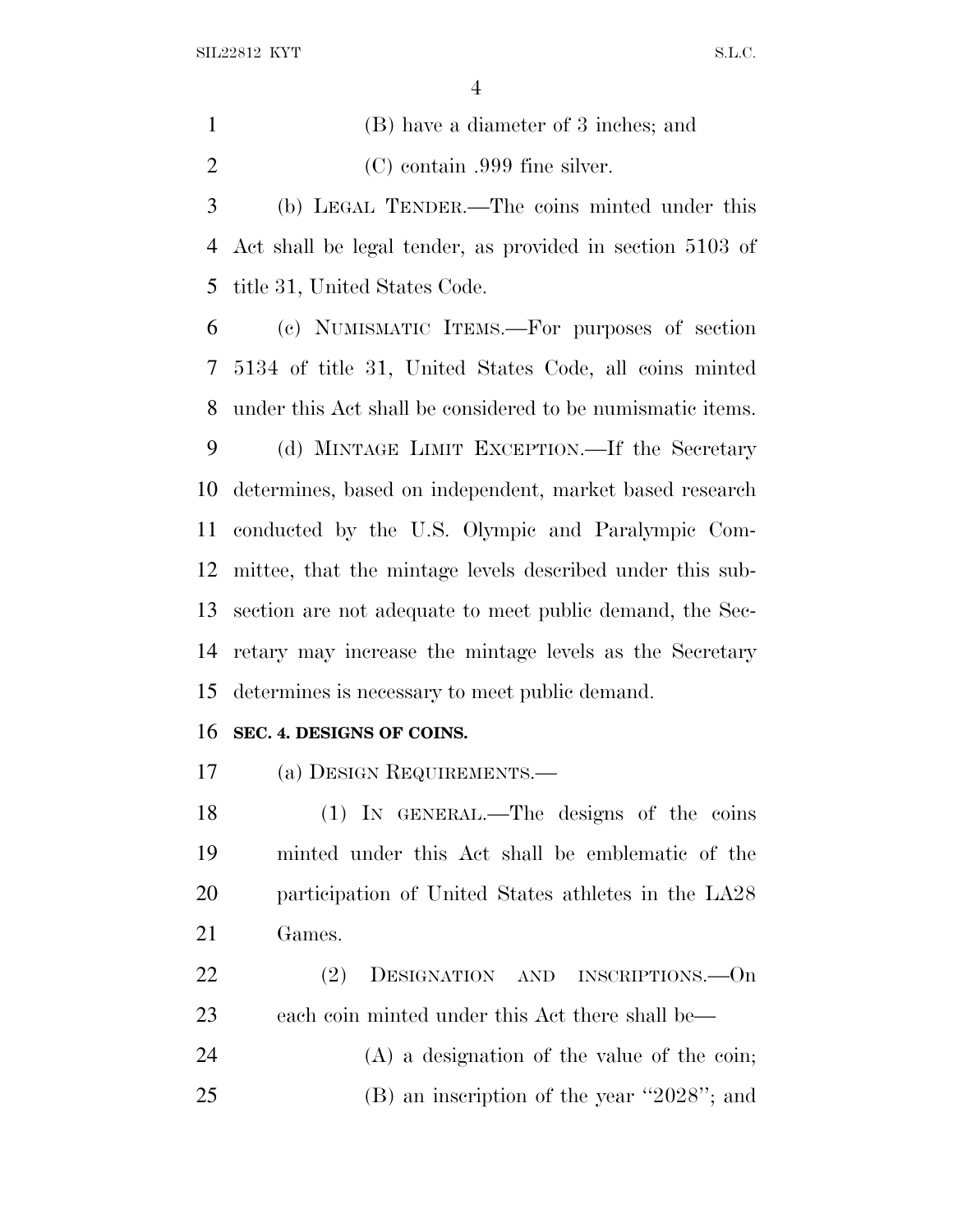(B) have a diameter of 3 inches; and

(C) contain .999 fine silver.

(b) LEGAL TENDER.—The coins minted under this Act shall be legal tender, as provided in section 5103 of title 31, United States Code.

(c) NUMISMATIC ITEMS.—For purposes of section 5134 of title 31, United States Code, all coins minted under this Act shall be considered to be numismatic items.

(d) MINTAGE LIMIT EXCEPTION.—If the Secretary determines, based on independent, market based research conducted by the U.S. Olympic and Paralympic Committee, that the mintage levels described under this subsection are not adequate to meet public demand, the Secretary may increase the mintage levels as the Secretary determines is necessary to meet public demand.

**SEC. 4. DESIGNS OF COINS.**

(a) DESIGN REQUIREMENTS.—

(1) IN GENERAL.—The designs of the coins minted under this Act shall be emblematic of the participation of United States athletes in the LA28 Games.

(2) DESIGNATION AND INSCRIPTIONS.—On each coin minted under this Act there shall be—

(A) a designation of the value of the coin;

(B) an inscription of the year "2028"; and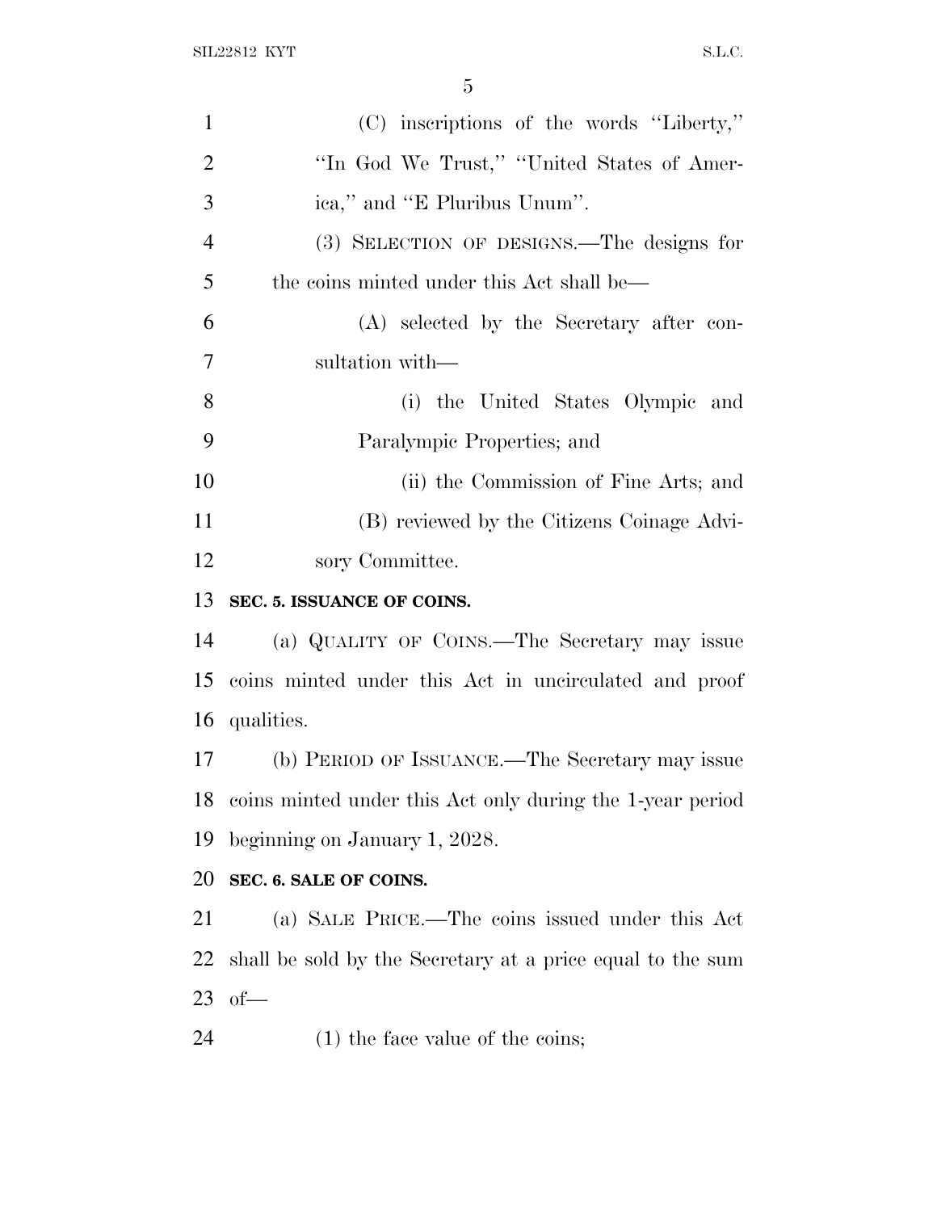(C) inscriptions of the words "Liberty," "In God We Trust," "United States of America," and "E Pluribus Unum".

(3) SELECTION OF DESIGNS.—The designs for the coins minted under this Act shall be—

(A) selected by the Secretary after consultation with—

(i) the United States Olympic and Paralympic Properties; and

(ii) the Commission of Fine Arts; and

(B) reviewed by the Citizens Coinage Advisory Committee.

**SEC. 5. ISSUANCE OF COINS.**

(a) QUALITY OF COINS.—The Secretary may issue coins minted under this Act in uncirculated and proof qualities.

(b) PERIOD OF ISSUANCE.—The Secretary may issue coins minted under this Act only during the 1-year period beginning on January 1, 2028.

**SEC. 6. SALE OF COINS.**

(a) SALE PRICE.—The coins issued under this Act shall be sold by the Secretary at a price equal to the sum of—

(1) the face value of the coins;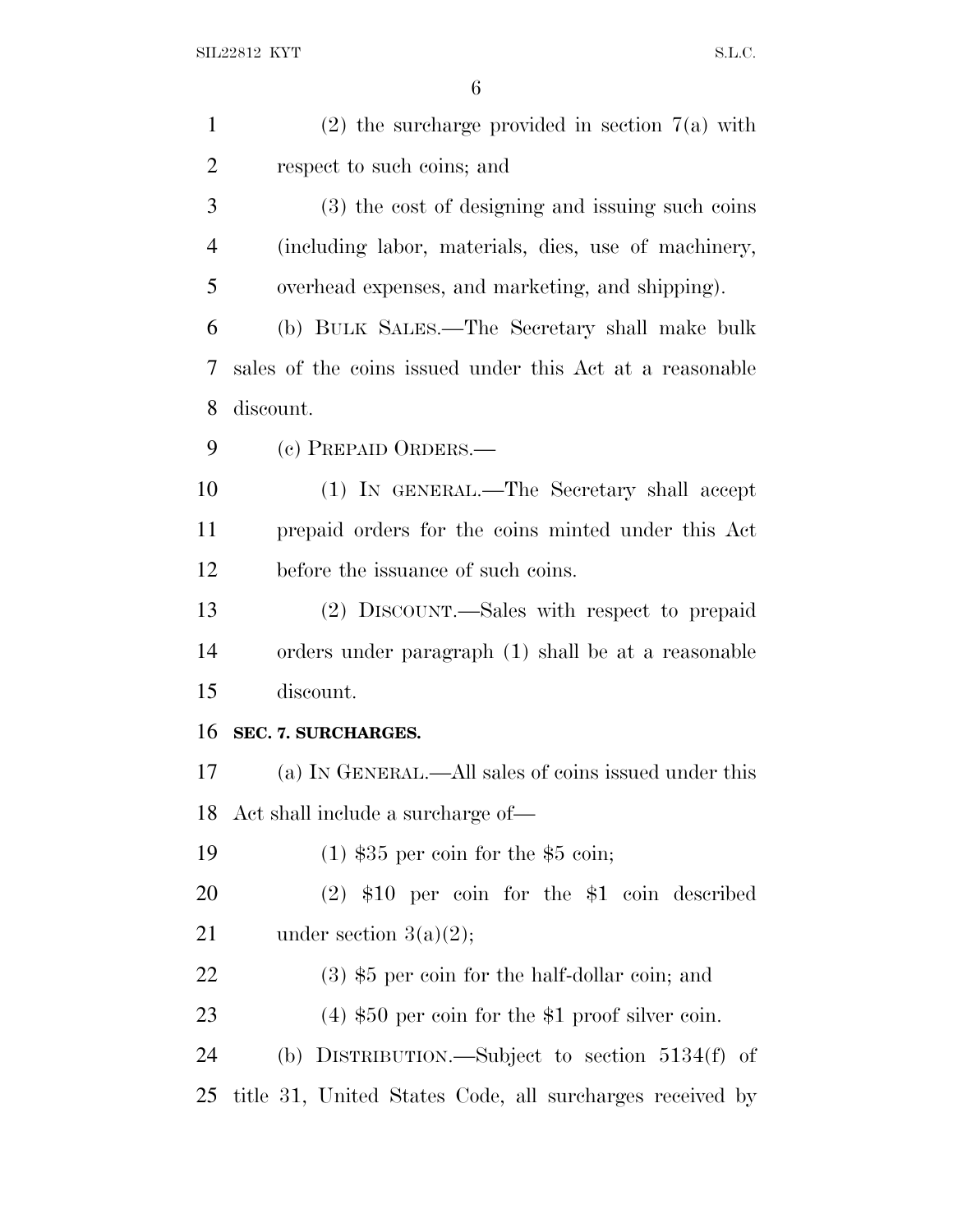(2) the surcharge provided in section 7(a) with respect to such coins; and

(3) the cost of designing and issuing such coins (including labor, materials, dies, use of machinery, overhead expenses, and marketing, and shipping).

(b) BULK SALES.—The Secretary shall make bulk sales of the coins issued under this Act at a reasonable discount.

(c) PREPAID ORDERS.—

(1) IN GENERAL.—The Secretary shall accept prepaid orders for the coins minted under this Act before the issuance of such coins.

(2) DISCOUNT.—Sales with respect to prepaid orders under paragraph (1) shall be at a reasonable discount.

**SEC. 7. SURCHARGES.**

(a) IN GENERAL.—All sales of coins issued under this Act shall include a surcharge of—

(1) $35 per coin for the $5 coin;

(2) $10 per coin for the $1 coin described under section 3(a)(2);

(3) $5 per coin for the half-dollar coin; and

(4) $50 per coin for the $1 proof silver coin.

(b) DISTRIBUTION.—Subject to section 5134(f) of title 31, United States Code, all surcharges received by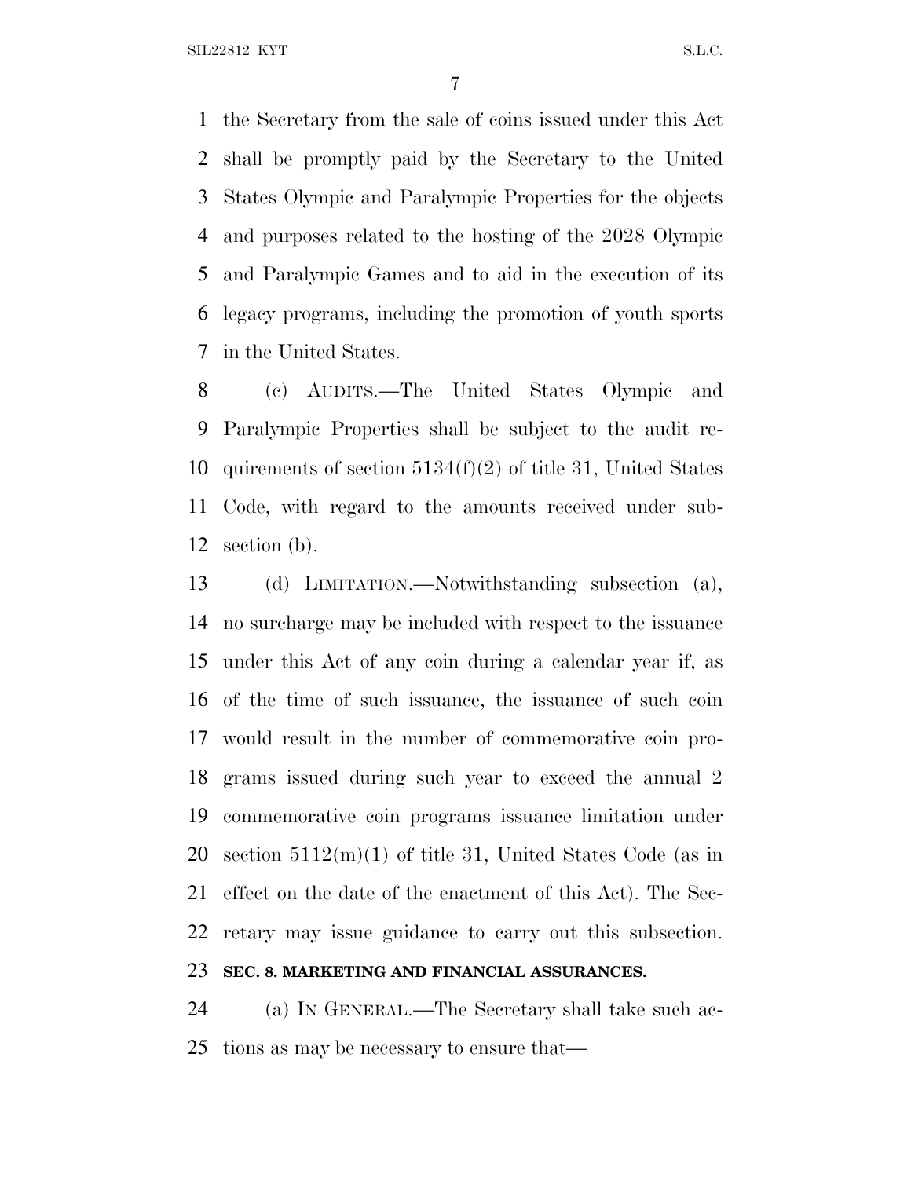the Secretary from the sale of coins issued under this Act shall be promptly paid by the Secretary to the United States Olympic and Paralympic Properties for the objects and purposes related to the hosting of the 2028 Olympic and Paralympic Games and to aid in the execution of its legacy programs, including the promotion of youth sports in the United States.

(c) AUDITS.—The United States Olympic and Paralympic Properties shall be subject to the audit requirements of section 5134(f)(2) of title 31, United States Code, with regard to the amounts received under subsection (b).

(d) LIMITATION.—Notwithstanding subsection (a), no surcharge may be included with respect to the issuance under this Act of any coin during a calendar year if, as of the time of such issuance, the issuance of such coin would result in the number of commemorative coin programs issued during such year to exceed the annual 2 commemorative coin programs issuance limitation under section 5112(m)(1) of title 31, United States Code (as in effect on the date of the enactment of this Act). The Secretary may issue guidance to carry out this subsection.

**SEC. 8. MARKETING AND FINANCIAL ASSURANCES.**

(a) IN GENERAL.—The Secretary shall take such actions as may be necessary to ensure that—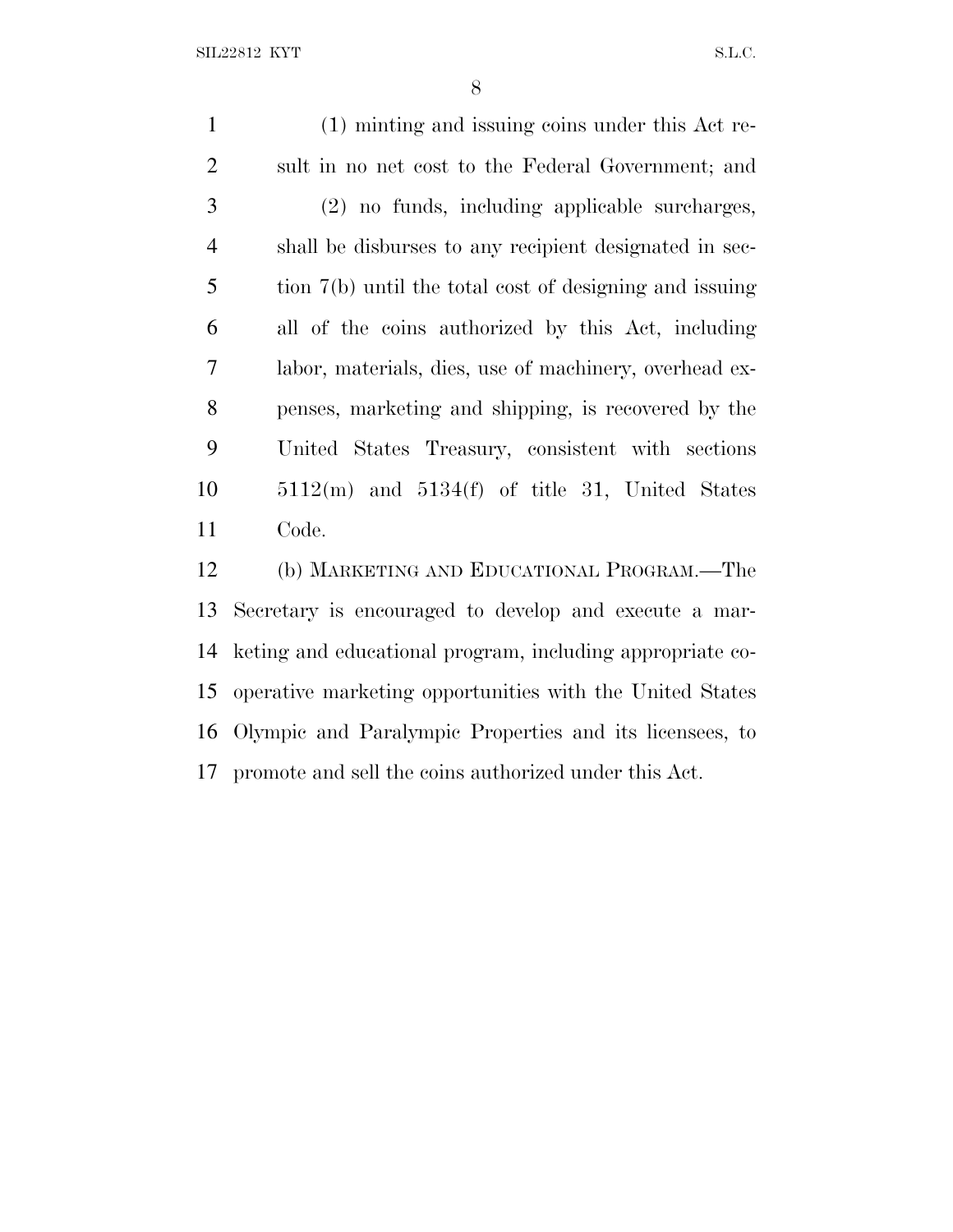(1) minting and issuing coins under this Act result in no net cost to the Federal Government; and

(2) no funds, including applicable surcharges, shall be disburses to any recipient designated in section 7(b) until the total cost of designing and issuing all of the coins authorized by this Act, including labor, materials, dies, use of machinery, overhead expenses, marketing and shipping, is recovered by the United States Treasury, consistent with sections 5112(m) and 5134(f) of title 31, United States Code.

(b) MARKETING AND EDUCATIONAL PROGRAM.—The Secretary is encouraged to develop and execute a marketing and educational program, including appropriate cooperative marketing opportunities with the United States Olympic and Paralympic Properties and its licensees, to promote and sell the coins authorized under this Act.